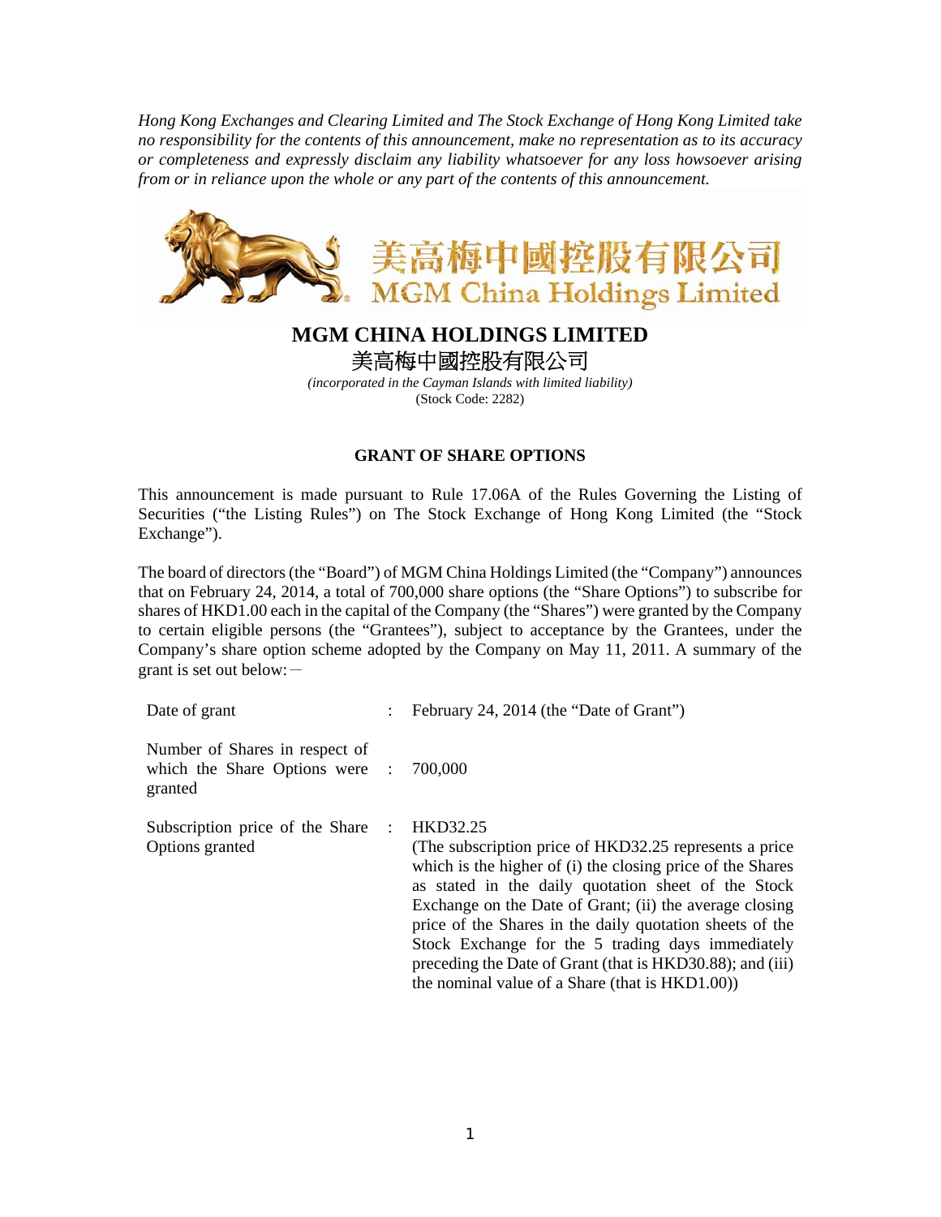*Hong Kong Exchanges and Clearing Limited and The Stock Exchange of Hong Kong Limited take no responsibility for the contents of this announcement, make no representation as to its accuracy or completeness and expressly disclaim any liability whatsoever for any loss howsoever arising from or in reliance upon the whole or any part of the contents of this announcement.*

# MGM CHINA HOLDINGS LIMITED

# 美高梅中國控股有限公司

*(incorporated in the Cayman Islands with limited liability)*
(Stock Code: 2282)

## GRANT OF SHARE OPTIONS

This announcement is made pursuant to Rule 17.06A of the Rules Governing the Listing of Securities ("the Listing Rules") on The Stock Exchange of Hong Kong Limited (the "Stock Exchange").

The board of directors (the "Board") of MGM China Holdings Limited (the "Company") announces that on February 24, 2014, a total of 700,000 share options (the "Share Options") to subscribe for shares of HKD1.00 each in the capital of the Company (the "Shares") were granted by the Company to certain eligible persons (the "Grantees"), subject to acceptance by the Grantees, under the Company's share option scheme adopted by the Company on May 11, 2011. A summary of the grant is set out below:－

| | | |
|---|---|---|
| Date of grant | : | February 24, 2014 (the "Date of Grant") |
| Number of Shares in respect of which the Share Options were granted | : | 700,000 |
| Subscription price of the Share Options granted | : | HKD32.25 (The subscription price of HKD32.25 represents a price which is the higher of (i) the closing price of the Shares as stated in the daily quotation sheet of the Stock Exchange on the Date of Grant; (ii) the average closing price of the Shares in the daily quotation sheets of the Stock Exchange for the 5 trading days immediately preceding the Date of Grant (that is HKD30.88); and (iii) the nominal value of a Share (that is HKD1.00)) |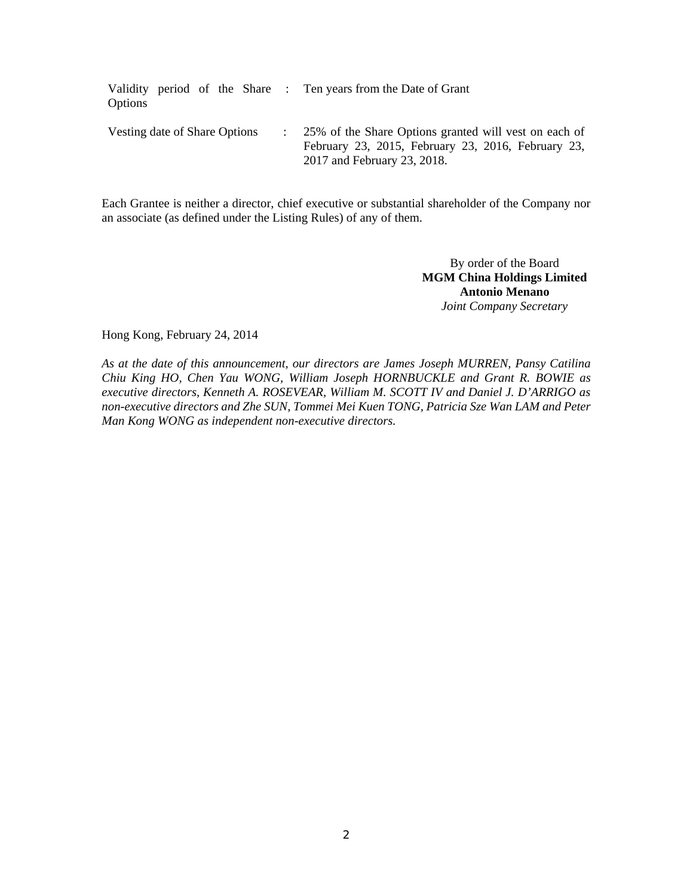| | | |
|---|---|---|
| Validity period of the Share Options | : | Ten years from the Date of Grant |
| Vesting date of Share Options | : | 25% of the Share Options granted will vest on each of February 23, 2015, February 23, 2016, February 23, 2017 and February 23, 2018. |

Each Grantee is neither a director, chief executive or substantial shareholder of the Company nor an associate (as defined under the Listing Rules) of any of them.

By order of the Board
**MGM China Holdings Limited**
**Antonio Menano**
*Joint Company Secretary*

Hong Kong, February 24, 2014

*As at the date of this announcement, our directors are James Joseph MURREN, Pansy Catilina Chiu King HO, Chen Yau WONG, William Joseph HORNBUCKLE and Grant R. BOWIE as executive directors, Kenneth A. ROSEVEAR, William M. SCOTT IV and Daniel J. D'ARRIGO as non-executive directors and Zhe SUN, Tommei Mei Kuen TONG, Patricia Sze Wan LAM and Peter Man Kong WONG as independent non-executive directors.*